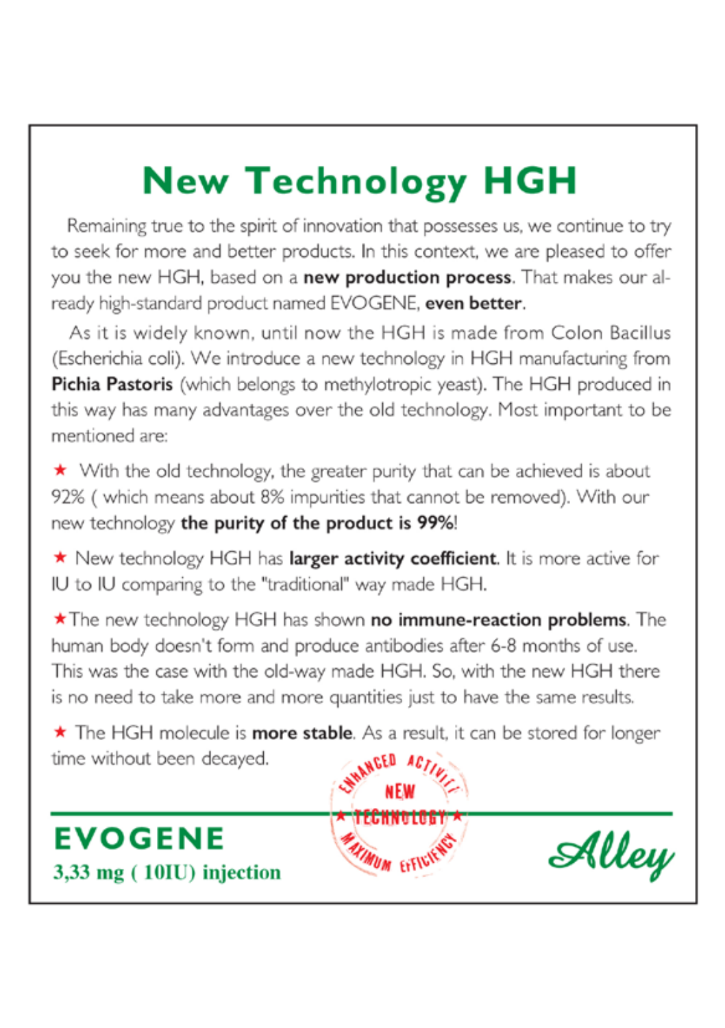# New Technology HGH

Remaining true to the spirit of innovation that possesses us, we continue to try to seek for more and better products. In this context, we are pleased to offer you the new HGH, based on a **new production process**. That makes our already high-standard product named EVOGENE, **even better**.

As it is widely known, until now the HGH is made from Colon Bacillus (Escherichia coli). We introduce a new technology in HGH manufacturing from **Pichia Pastoris** (which belongs to methylotropic yeast). The HGH produced in this way has many advantages over the old technology. Most important to be mentioned are:

★ With the old technology, the greater purity that can be achieved is about 92% ( which means about 8% impurities that cannot be removed). With our new technology **the purity of the product is 99%**!

★ New technology HGH has **larger activity coefficient**. It is more active for IU to IU comparing to the "traditional" way made HGH.

★ The new technology HGH has shown **no immune-reaction problems**. The human body doesn't form and produce antibodies after 6-8 months of use. This was the case with the old-way made HGH. So, with the new HGH there is no need to take more and more quantities just to have the same results.

★ The HGH molecule is **more stable**. As a result, it can be stored for longer time without been decayed.

ENHANCED ACTIVITY ★ NEW TECHNOLOGY ★ MAXIMUM EFFICIENCY

**EVOGENE**

**3,33 mg ( 10IU) injection**

Alley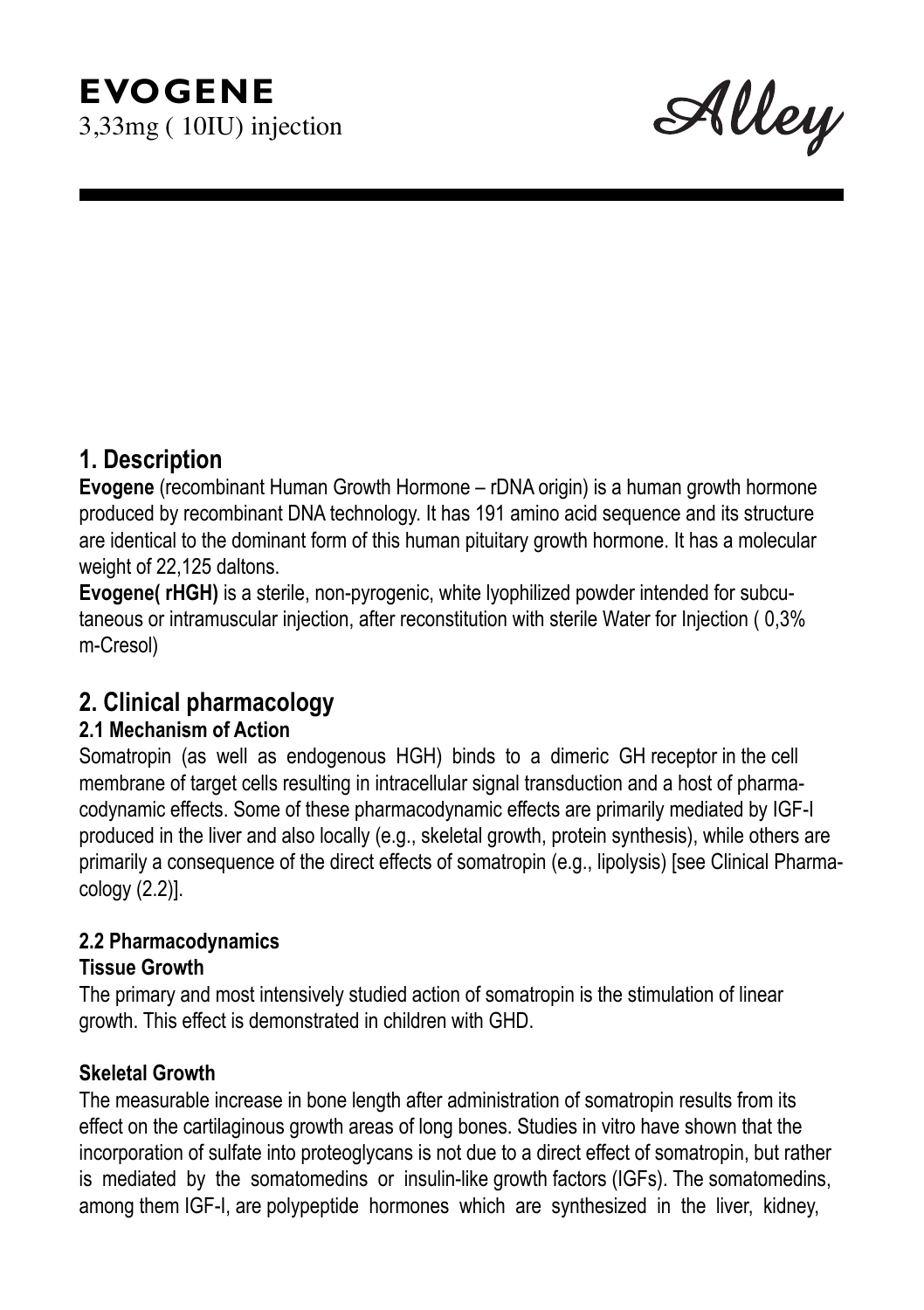# EVOGENE

3,33mg ( 10IU) injection

Alley

## 1. Description

**Evogene** (recombinant Human Growth Hormone – rDNA origin) is a human growth hormone produced by recombinant DNA technology. It has 191 amino acid sequence and its structure are identical to the dominant form of this human pituitary growth hormone. It has a molecular weight of 22,125 daltons.

**Evogene( rHGH)** is a sterile, non-pyrogenic, white lyophilized powder intended for subcutaneous or intramuscular injection, after reconstitution with sterile Water for Injection ( 0,3% m-Cresol)

## 2. Clinical pharmacology

### 2.1 Mechanism of Action

Somatropin (as well as endogenous HGH) binds to a dimeric GH receptor in the cell membrane of target cells resulting in intracellular signal transduction and a host of pharmacodynamic effects. Some of these pharmacodynamic effects are primarily mediated by IGF-I produced in the liver and also locally (e.g., skeletal growth, protein synthesis), while others are primarily a consequence of the direct effects of somatropin (e.g., lipolysis) [see Clinical Pharmacology (2.2)].

### 2.2 Pharmacodynamics

**Tissue Growth**

The primary and most intensively studied action of somatropin is the stimulation of linear growth. This effect is demonstrated in children with GHD.

**Skeletal Growth**

The measurable increase in bone length after administration of somatropin results from its effect on the cartilaginous growth areas of long bones. Studies in vitro have shown that the incorporation of sulfate into proteoglycans is not due to a direct effect of somatropin, but rather is mediated by the somatomedins or insulin-like growth factors (IGFs). The somatomedins, among them IGF-I, are polypeptide hormones which are synthesized in the liver, kidney,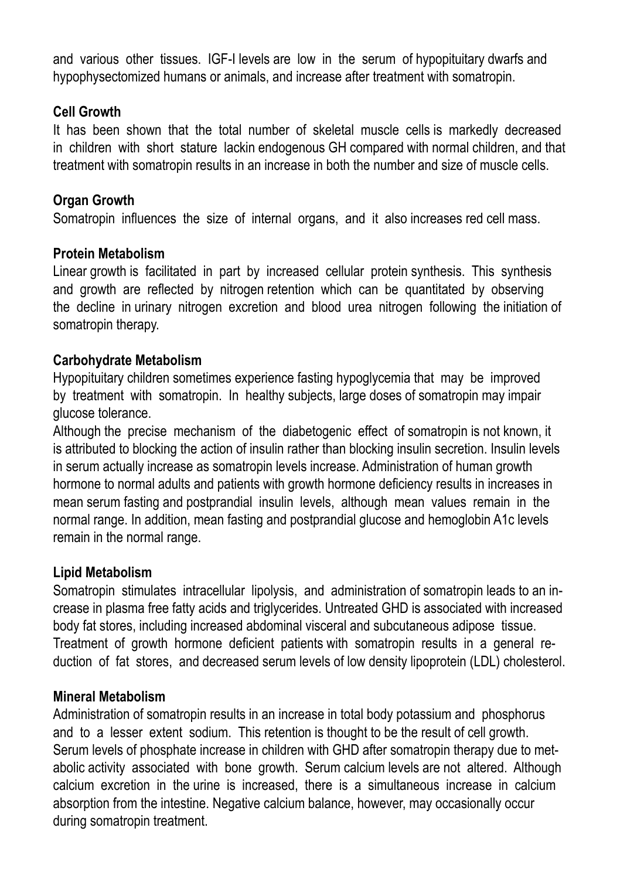and various other tissues. IGF-I levels are low in the serum of hypopituitary dwarfs and hypophysectomized humans or animals, and increase after treatment with somatropin.

## Cell Growth

It has been shown that the total number of skeletal muscle cells is markedly decreased in children with short stature lackin endogenous GH compared with normal children, and that treatment with somatropin results in an increase in both the number and size of muscle cells.

## Organ Growth

Somatropin influences the size of internal organs, and it also increases red cell mass.

## Protein Metabolism

Linear growth is facilitated in part by increased cellular protein synthesis. This synthesis and growth are reflected by nitrogen retention which can be quantitated by observing the decline in urinary nitrogen excretion and blood urea nitrogen following the initiation of somatropin therapy.

## Carbohydrate Metabolism

Hypopituitary children sometimes experience fasting hypoglycemia that may be improved by treatment with somatropin. In healthy subjects, large doses of somatropin may impair glucose tolerance.

Although the precise mechanism of the diabetogenic effect of somatropin is not known, it is attributed to blocking the action of insulin rather than blocking insulin secretion. Insulin levels in serum actually increase as somatropin levels increase. Administration of human growth hormone to normal adults and patients with growth hormone deficiency results in increases in mean serum fasting and postprandial insulin levels, although mean values remain in the normal range. In addition, mean fasting and postprandial glucose and hemoglobin A1c levels remain in the normal range.

## Lipid Metabolism

Somatropin stimulates intracellular lipolysis, and administration of somatropin leads to an increase in plasma free fatty acids and triglycerides. Untreated GHD is associated with increased body fat stores, including increased abdominal visceral and subcutaneous adipose tissue. Treatment of growth hormone deficient patients with somatropin results in a general reduction of fat stores, and decreased serum levels of low density lipoprotein (LDL) cholesterol.

## Mineral Metabolism

Administration of somatropin results in an increase in total body potassium and phosphorus and to a lesser extent sodium. This retention is thought to be the result of cell growth. Serum levels of phosphate increase in children with GHD after somatropin therapy due to metabolic activity associated with bone growth. Serum calcium levels are not altered. Although calcium excretion in the urine is increased, there is a simultaneous increase in calcium absorption from the intestine. Negative calcium balance, however, may occasionally occur during somatropin treatment.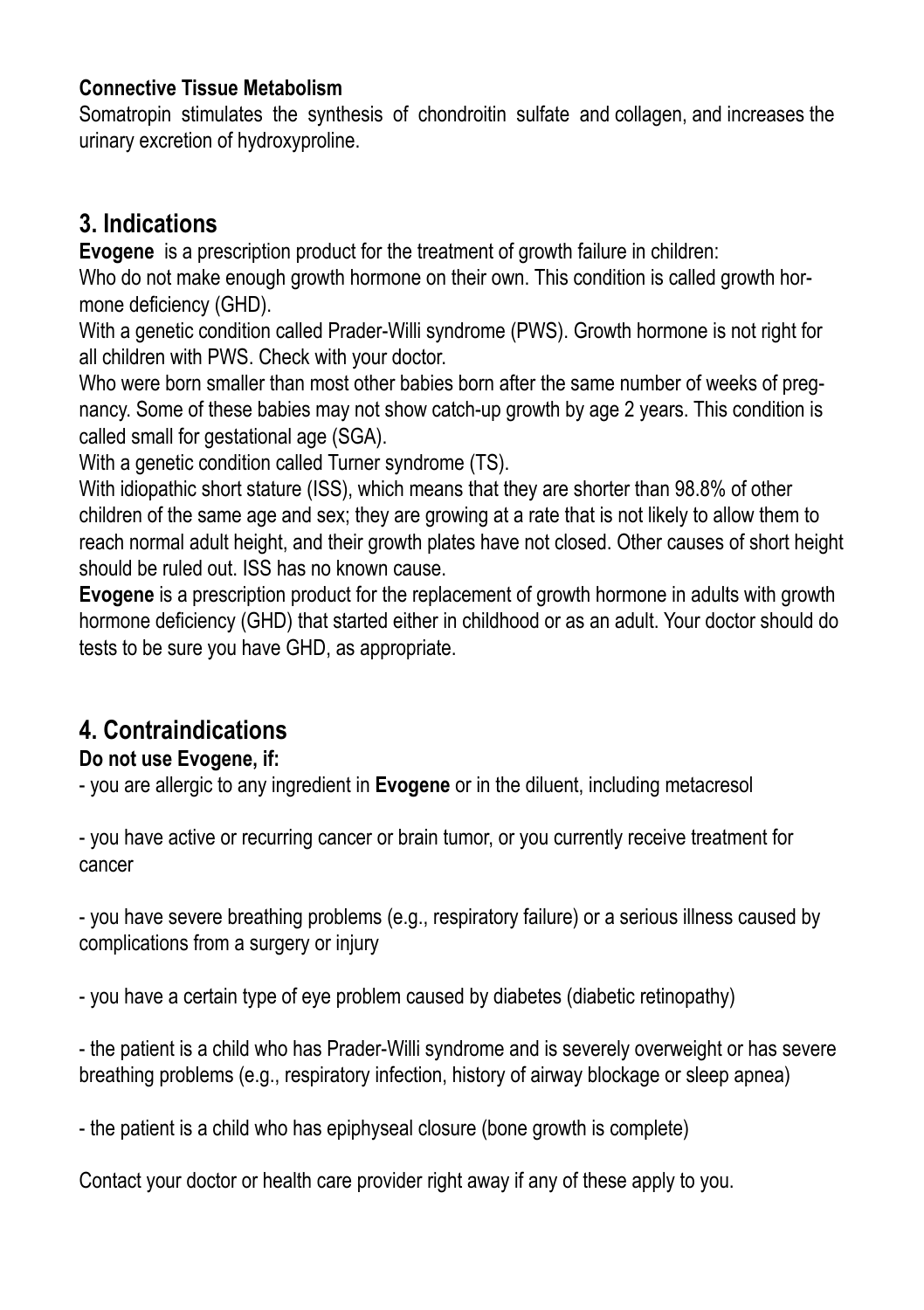**Connective Tissue Metabolism**

Somatropin stimulates the synthesis of chondroitin sulfate and collagen, and increases the urinary excretion of hydroxyproline.

## 3. Indications

**Evogene** is a prescription product for the treatment of growth failure in children:

Who do not make enough growth hormone on their own. This condition is called growth hormone deficiency (GHD).

With a genetic condition called Prader-Willi syndrome (PWS). Growth hormone is not right for all children with PWS. Check with your doctor.

Who were born smaller than most other babies born after the same number of weeks of pregnancy. Some of these babies may not show catch-up growth by age 2 years. This condition is called small for gestational age (SGA).

With a genetic condition called Turner syndrome (TS).

With idiopathic short stature (ISS), which means that they are shorter than 98.8% of other children of the same age and sex; they are growing at a rate that is not likely to allow them to reach normal adult height, and their growth plates have not closed. Other causes of short height should be ruled out. ISS has no known cause.

**Evogene** is a prescription product for the replacement of growth hormone in adults with growth hormone deficiency (GHD) that started either in childhood or as an adult. Your doctor should do tests to be sure you have GHD, as appropriate.

## 4. Contraindications

**Do not use Evogene, if:**

- you are allergic to any ingredient in **Evogene** or in the diluent, including metacresol

- you have active or recurring cancer or brain tumor, or you currently receive treatment for cancer

- you have severe breathing problems (e.g., respiratory failure) or a serious illness caused by complications from a surgery or injury

- you have a certain type of eye problem caused by diabetes (diabetic retinopathy)

- the patient is a child who has Prader-Willi syndrome and is severely overweight or has severe breathing problems (e.g., respiratory infection, history of airway blockage or sleep apnea)

- the patient is a child who has epiphyseal closure (bone growth is complete)

Contact your doctor or health care provider right away if any of these apply to you.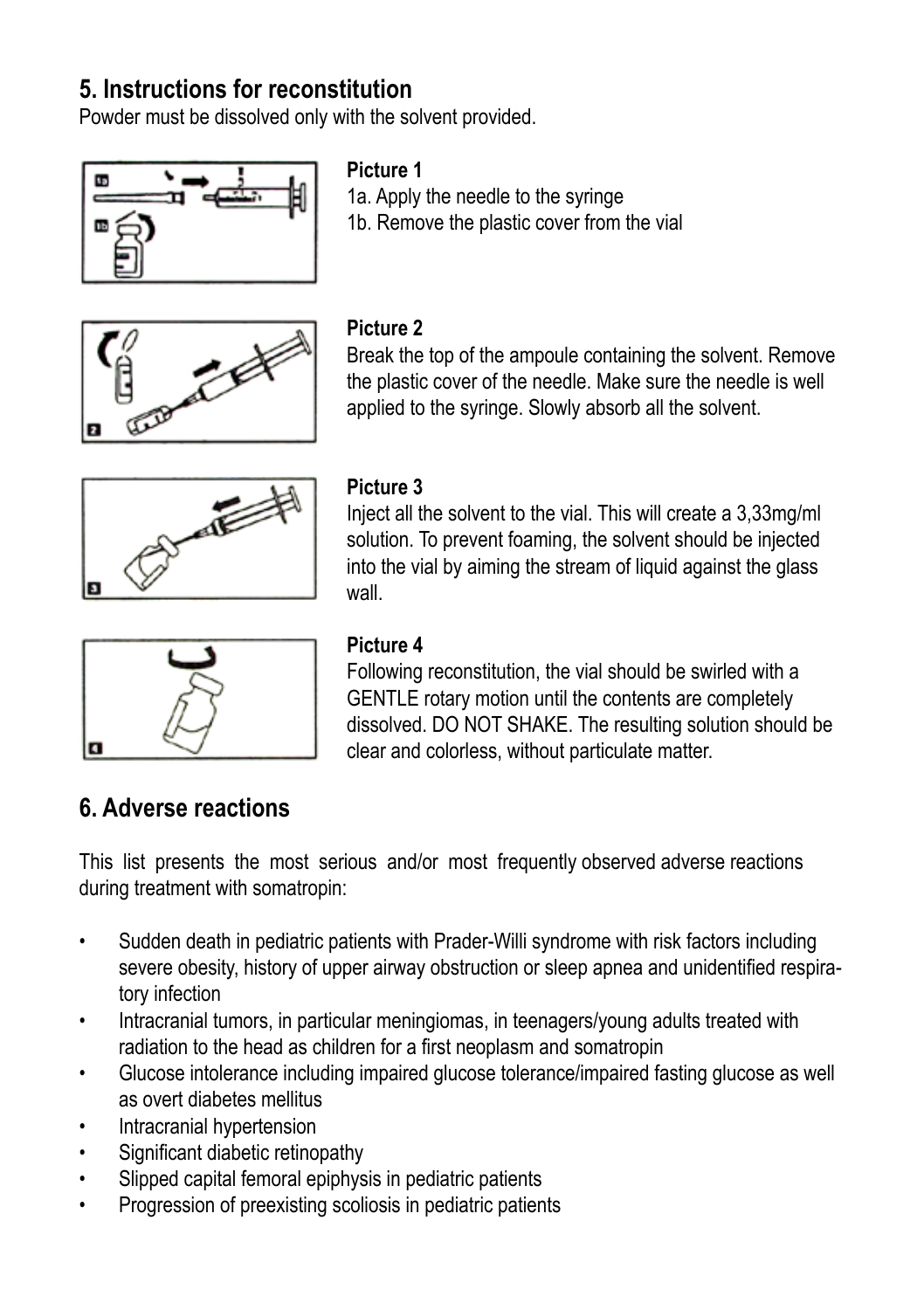## 5. Instructions for reconstitution

Powder must be dissolved only with the solvent provided.

**Picture 1**

1a. Apply the needle to the syringe

1b. Remove the plastic cover from the vial

**Picture 2**

Break the top of the ampoule containing the solvent. Remove the plastic cover of the needle. Make sure the needle is well applied to the syringe. Slowly absorb all the solvent.

**Picture 3**

Inject all the solvent to the vial. This will create a 3,33mg/ml solution. To prevent foaming, the solvent should be injected into the vial by aiming the stream of liquid against the glass wall.

**Picture 4**

Following reconstitution, the vial should be swirled with a GENTLE rotary motion until the contents are completely dissolved. DO NOT SHAKE. The resulting solution should be clear and colorless, without particulate matter.

## 6. Adverse reactions

This list presents the most serious and/or most frequently observed adverse reactions during treatment with somatropin:

- Sudden death in pediatric patients with Prader-Willi syndrome with risk factors including severe obesity, history of upper airway obstruction or sleep apnea and unidentified respiratory infection
- Intracranial tumors, in particular meningiomas, in teenagers/young adults treated with radiation to the head as children for a first neoplasm and somatropin
- Glucose intolerance including impaired glucose tolerance/impaired fasting glucose as well as overt diabetes mellitus
- Intracranial hypertension
- Significant diabetic retinopathy
- Slipped capital femoral epiphysis in pediatric patients
- Progression of preexisting scoliosis in pediatric patients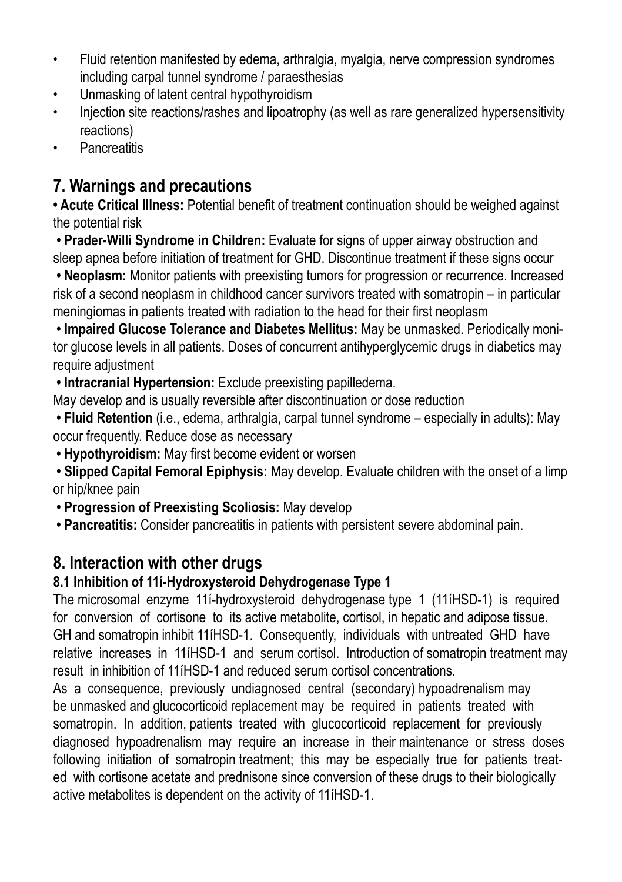- Fluid retention manifested by edema, arthralgia, myalgia, nerve compression syndromes including carpal tunnel syndrome / paraesthesias
- Unmasking of latent central hypothyroidism
- Injection site reactions/rashes and lipoatrophy (as well as rare generalized hypersensitivity reactions)
- Pancreatitis

## 7. Warnings and precautions

**• Acute Critical Illness:** Potential benefit of treatment continuation should be weighed against the potential risk

**• Prader-Willi Syndrome in Children:** Evaluate for signs of upper airway obstruction and sleep apnea before initiation of treatment for GHD. Discontinue treatment if these signs occur

**• Neoplasm:** Monitor patients with preexisting tumors for progression or recurrence. Increased risk of a second neoplasm in childhood cancer survivors treated with somatropin – in particular meningiomas in patients treated with radiation to the head for their first neoplasm

**• Impaired Glucose Tolerance and Diabetes Mellitus:** May be unmasked. Periodically monitor glucose levels in all patients. Doses of concurrent antihyperglycemic drugs in diabetics may require adjustment

**• Intracranial Hypertension:** Exclude preexisting papilledema.
May develop and is usually reversible after discontinuation or dose reduction

**• Fluid Retention** (i.e., edema, arthralgia, carpal tunnel syndrome – especially in adults): May occur frequently. Reduce dose as necessary

**• Hypothyroidism:** May first become evident or worsen

**• Slipped Capital Femoral Epiphysis:** May develop. Evaluate children with the onset of a limp or hip/knee pain

**• Progression of Preexisting Scoliosis:** May develop

**• Pancreatitis:** Consider pancreatitis in patients with persistent severe abdominal pain.

## 8. Interaction with other drugs

### 8.1 Inhibition of 11í-Hydroxysteroid Dehydrogenase Type 1

The microsomal enzyme 11í-hydroxysteroid dehydrogenase type 1 (11íHSD-1) is required for conversion of cortisone to its active metabolite, cortisol, in hepatic and adipose tissue. GH and somatropin inhibit 11íHSD-1. Consequently, individuals with untreated GHD have relative increases in 11íHSD-1 and serum cortisol. Introduction of somatropin treatment may result in inhibition of 11íHSD-1 and reduced serum cortisol concentrations.

As a consequence, previously undiagnosed central (secondary) hypoadrenalism may be unmasked and glucocorticoid replacement may be required in patients treated with somatropin. In addition, patients treated with glucocorticoid replacement for previously diagnosed hypoadrenalism may require an increase in their maintenance or stress doses following initiation of somatropin treatment; this may be especially true for patients treated with cortisone acetate and prednisone since conversion of these drugs to their biologically active metabolites is dependent on the activity of 11íHSD-1.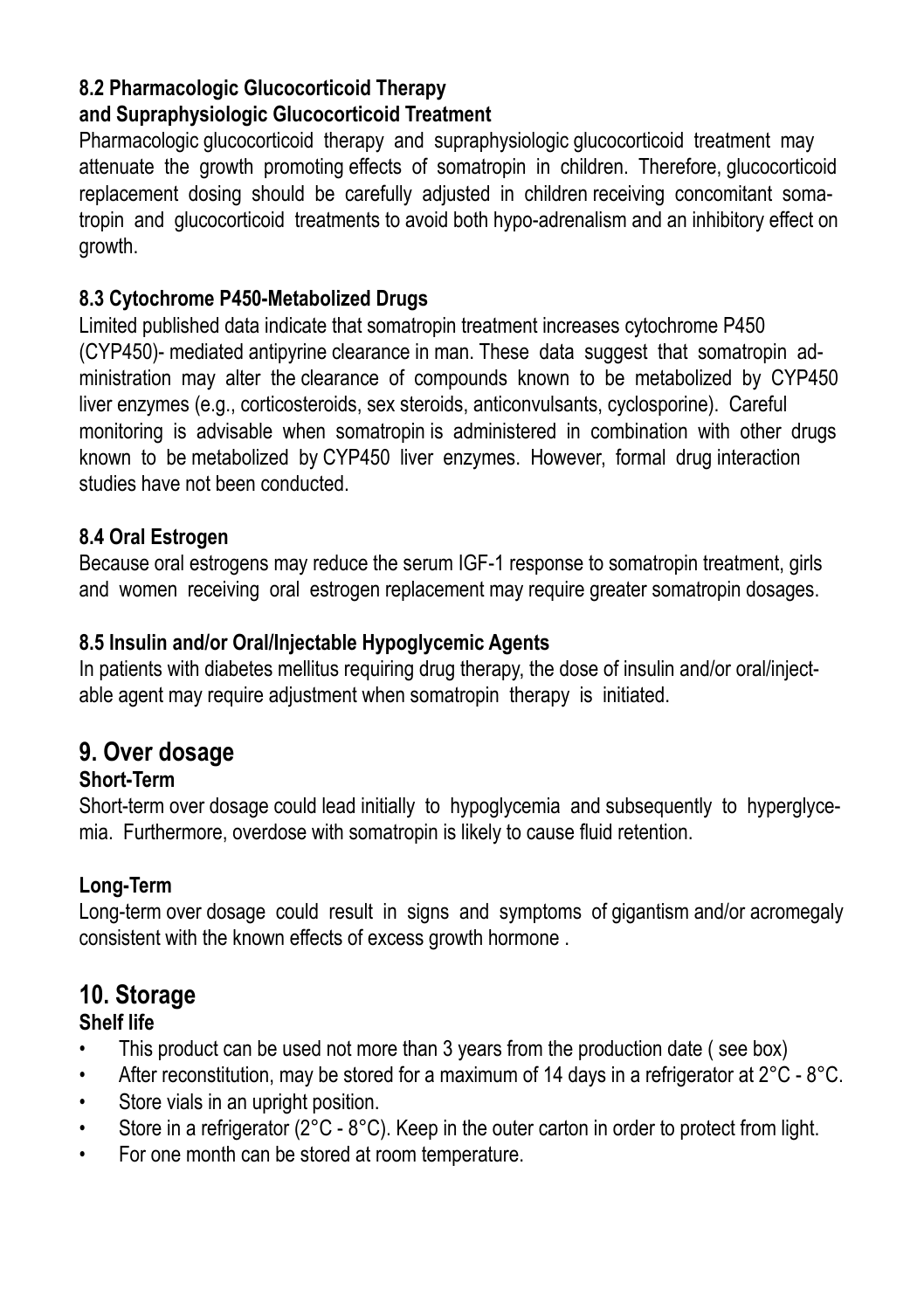### 8.2 Pharmacologic Glucocorticoid Therapy and Supraphysiologic Glucocorticoid Treatment

Pharmacologic glucocorticoid therapy and supraphysiologic glucocorticoid treatment may attenuate the growth promoting effects of somatropin in children. Therefore, glucocorticoid replacement dosing should be carefully adjusted in children receiving concomitant somatropin and glucocorticoid treatments to avoid both hypo-adrenalism and an inhibitory effect on growth.

### 8.3 Cytochrome P450-Metabolized Drugs

Limited published data indicate that somatropin treatment increases cytochrome P450 (CYP450)- mediated antipyrine clearance in man. These data suggest that somatropin administration may alter the clearance of compounds known to be metabolized by CYP450 liver enzymes (e.g., corticosteroids, sex steroids, anticonvulsants, cyclosporine). Careful monitoring is advisable when somatropin is administered in combination with other drugs known to be metabolized by CYP450 liver enzymes. However, formal drug interaction studies have not been conducted.

### 8.4 Oral Estrogen

Because oral estrogens may reduce the serum IGF-1 response to somatropin treatment, girls and women receiving oral estrogen replacement may require greater somatropin dosages.

### 8.5 Insulin and/or Oral/Injectable Hypoglycemic Agents

In patients with diabetes mellitus requiring drug therapy, the dose of insulin and/or oral/injectable agent may require adjustment when somatropin therapy is initiated.

## 9. Over dosage

### Short-Term

Short-term over dosage could lead initially to hypoglycemia and subsequently to hyperglycemia. Furthermore, overdose with somatropin is likely to cause fluid retention.

### Long-Term

Long-term over dosage could result in signs and symptoms of gigantism and/or acromegaly consistent with the known effects of excess growth hormone .

## 10. Storage

### Shelf life

- This product can be used not more than 3 years from the production date ( see box)
- After reconstitution, may be stored for a maximum of 14 days in a refrigerator at 2°C - 8°C.
- Store vials in an upright position.
- Store in a refrigerator (2°C - 8°C). Keep in the outer carton in order to protect from light.
- For one month can be stored at room temperature.